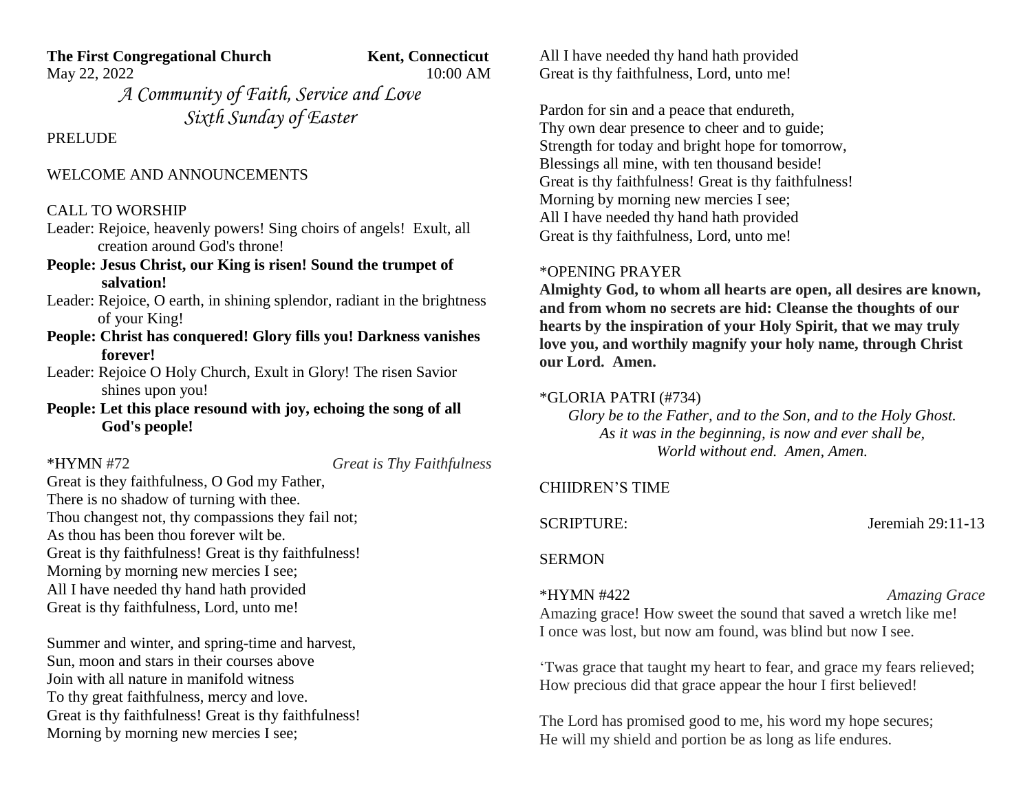**The First Congregational Church** **Kent, Connecticut**
May 22, 2022 10:00 AM

*A Community of Faith, Service and Love*
*Sixth Sunday of Easter*

PRELUDE

WELCOME AND ANNOUNCEMENTS

CALL TO WORSHIP

Leader: Rejoice, heavenly powers! Sing choirs of angels! Exult, all creation around God's throne!

**People: Jesus Christ, our King is risen! Sound the trumpet of salvation!**

Leader: Rejoice, O earth, in shining splendor, radiant in the brightness of your King!

**People: Christ has conquered! Glory fills you! Darkness vanishes forever!**

Leader: Rejoice O Holy Church, Exult in Glory! The risen Savior shines upon you!

**People: Let this place resound with joy, echoing the song of all God's people!**

*HYMN #72 *Great is Thy Faithfulness*

Great is they faithfulness, O God my Father,
There is no shadow of turning with thee.
Thou changest not, thy compassions they fail not;
As thou has been thou forever wilt be.
Great is thy faithfulness! Great is thy faithfulness!
Morning by morning new mercies I see;
All I have needed thy hand hath provided
Great is thy faithfulness, Lord, unto me!

Summer and winter, and spring-time and harvest,
Sun, moon and stars in their courses above
Join with all nature in manifold witness
To thy great faithfulness, mercy and love.
Great is thy faithfulness! Great is thy faithfulness!
Morning by morning new mercies I see;
All I have needed thy hand hath provided
Great is thy faithfulness, Lord, unto me!

Pardon for sin and a peace that endureth,
Thy own dear presence to cheer and to guide;
Strength for today and bright hope for tomorrow,
Blessings all mine, with ten thousand beside!
Great is thy faithfulness! Great is thy faithfulness!
Morning by morning new mercies I see;
All I have needed thy hand hath provided
Great is thy faithfulness, Lord, unto me!

*OPENING PRAYER

**Almighty God, to whom all hearts are open, all desires are known, and from whom no secrets are hid: Cleanse the thoughts of our hearts by the inspiration of your Holy Spirit, that we may truly love you, and worthily magnify your holy name, through Christ our Lord. Amen.**

*GLORIA PATRI (#734)

*Glory be to the Father, and to the Son, and to the Holy Ghost.*
*As it was in the beginning, is now and ever shall be,*
*World without end. Amen, Amen.*

CHIIDREN'S TIME

SCRIPTURE: Jeremiah 29:11-13

SERMON

*HYMN #422 *Amazing Grace*

Amazing grace! How sweet the sound that saved a wretch like me!
I once was lost, but now am found, was blind but now I see.

'Twas grace that taught my heart to fear, and grace my fears relieved;
How precious did that grace appear the hour I first believed!

The Lord has promised good to me, his word my hope secures;
He will my shield and portion be as long as life endures.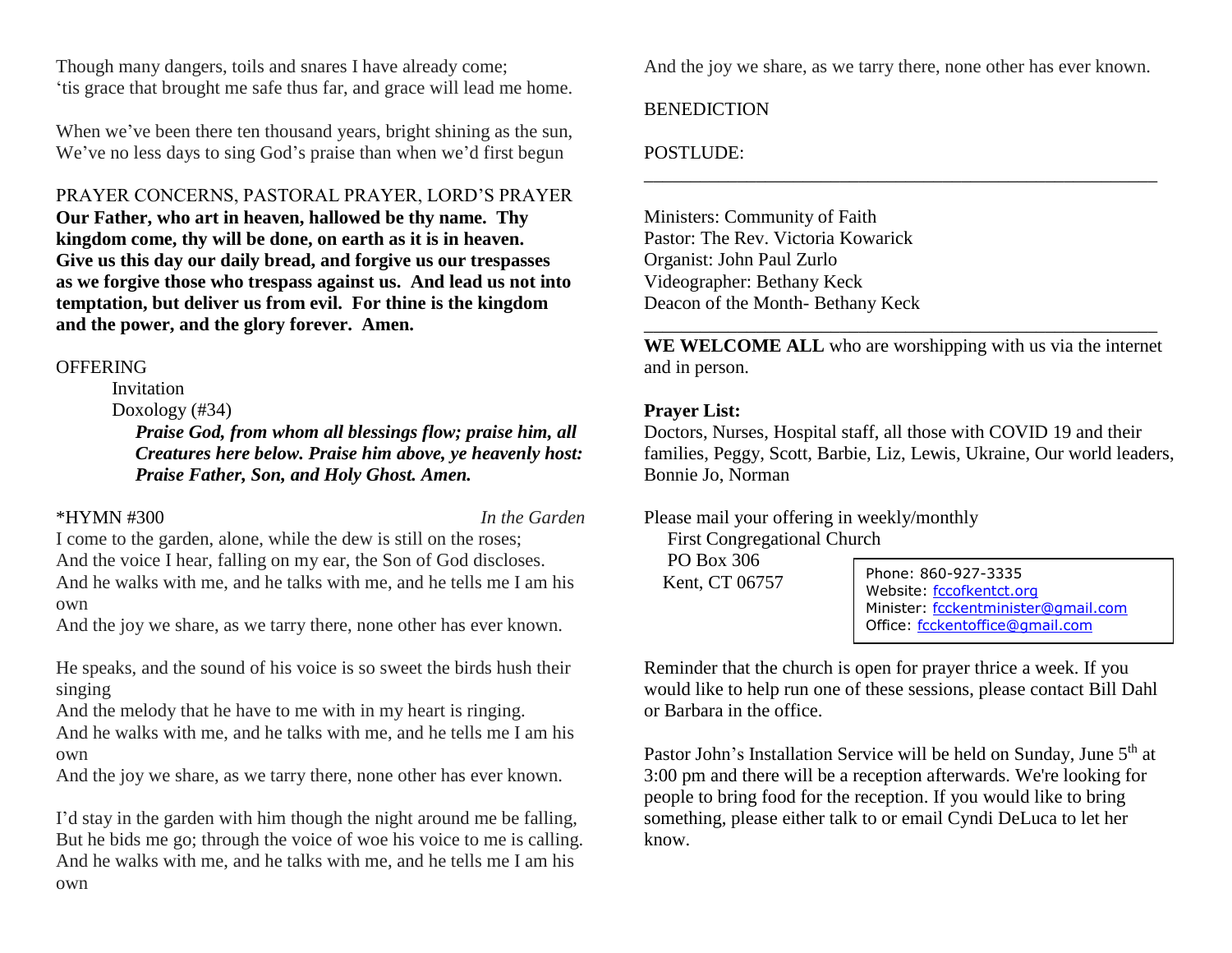Though many dangers, toils and snares I have already come;
'tis grace that brought me safe thus far, and grace will lead me home.

When we've been there ten thousand years, bright shining as the sun,
We've no less days to sing God's praise than when we'd first begun

PRAYER CONCERNS, PASTORAL PRAYER, LORD'S PRAYER
**Our Father, who art in heaven, hallowed be thy name. Thy kingdom come, thy will be done, on earth as it is in heaven. Give us this day our daily bread, and forgive us our trespasses as we forgive those who trespass against us. And lead us not into temptation, but deliver us from evil. For thine is the kingdom and the power, and the glory forever. Amen.**

OFFERING

Invitation

Doxology (#34)

***Praise God, from whom all blessings flow; praise him, all Creatures here below. Praise him above, ye heavenly host: Praise Father, Son, and Holy Ghost. Amen.***

*HYMN #300 *In the Garden*

I come to the garden, alone, while the dew is still on the roses;
And the voice I hear, falling on my ear, the Son of God discloses.
And he walks with me, and he talks with me, and he tells me I am his own
And the joy we share, as we tarry there, none other has ever known.

He speaks, and the sound of his voice is so sweet the birds hush their singing
And the melody that he have to me with in my heart is ringing.
And he walks with me, and he talks with me, and he tells me I am his own
And the joy we share, as we tarry there, none other has ever known.

I'd stay in the garden with him though the night around me be falling,
But he bids me go; through the voice of woe his voice to me is calling.
And he walks with me, and he talks with me, and he tells me I am his own
And the joy we share, as we tarry there, none other has ever known.

BENEDICTION

POSTLUDE:

---

Ministers: Community of Faith
Pastor: The Rev. Victoria Kowarick
Organist: John Paul Zurlo
Videographer: Bethany Keck
Deacon of the Month- Bethany Keck

---

**WE WELCOME ALL** who are worshipping with us via the internet and in person.

**Prayer List:**
Doctors, Nurses, Hospital staff, all those with COVID 19 and their families, Peggy, Scott, Barbie, Liz, Lewis, Ukraine, Our world leaders, Bonnie Jo, Norman

Please mail your offering in weekly/monthly
First Congregational Church
PO Box 306
Kent, CT 06757

Phone: 860-927-3335
Website: fccofkentct.org
Minister: fcckentminister@gmail.com
Office: fcckentoffice@gmail.com

Reminder that the church is open for prayer thrice a week. If you would like to help run one of these sessions, please contact Bill Dahl or Barbara in the office.

Pastor John's Installation Service will be held on Sunday, June 5th at 3:00 pm and there will be a reception afterwards. We're looking for people to bring food for the reception. If you would like to bring something, please either talk to or email Cyndi DeLuca to let her know.